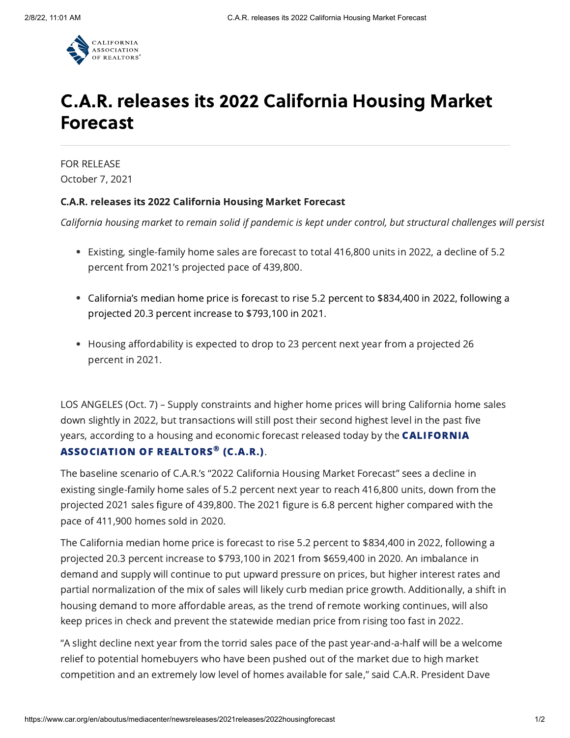# C.A.R. releases its 2022 California Housing Market Forecast

FOR RELEASE
October 7, 2021

**C.A.R. releases its 2022 California Housing Market Forecast**

*California housing market to remain solid if pandemic is kept under control, but structural challenges will persist*

- Existing, single-family home sales are forecast to total 416,800 units in 2022, a decline of 5.2 percent from 2021's projected pace of 439,800.
- California's median home price is forecast to rise 5.2 percent to $834,400 in 2022, following a projected 20.3 percent increase to $793,100 in 2021.
- Housing affordability is expected to drop to 23 percent next year from a projected 26 percent in 2021.

LOS ANGELES (Oct. 7) – Supply constraints and higher home prices will bring California home sales down slightly in 2022, but transactions will still post their second highest level in the past five years, according to a housing and economic forecast released today by the **CALIFORNIA ASSOCIATION OF REALTORS® (C.A.R.)**.

The baseline scenario of C.A.R.'s "2022 California Housing Market Forecast" sees a decline in existing single-family home sales of 5.2 percent next year to reach 416,800 units, down from the projected 2021 sales figure of 439,800. The 2021 figure is 6.8 percent higher compared with the pace of 411,900 homes sold in 2020.

The California median home price is forecast to rise 5.2 percent to $834,400 in 2022, following a projected 20.3 percent increase to $793,100 in 2021 from $659,400 in 2020. An imbalance in demand and supply will continue to put upward pressure on prices, but higher interest rates and partial normalization of the mix of sales will likely curb median price growth. Additionally, a shift in housing demand to more affordable areas, as the trend of remote working continues, will also keep prices in check and prevent the statewide median price from rising too fast in 2022.

"A slight decline next year from the torrid sales pace of the past year-and-a-half will be a welcome relief to potential homebuyers who have been pushed out of the market due to high market competition and an extremely low level of homes available for sale," said C.A.R. President Dave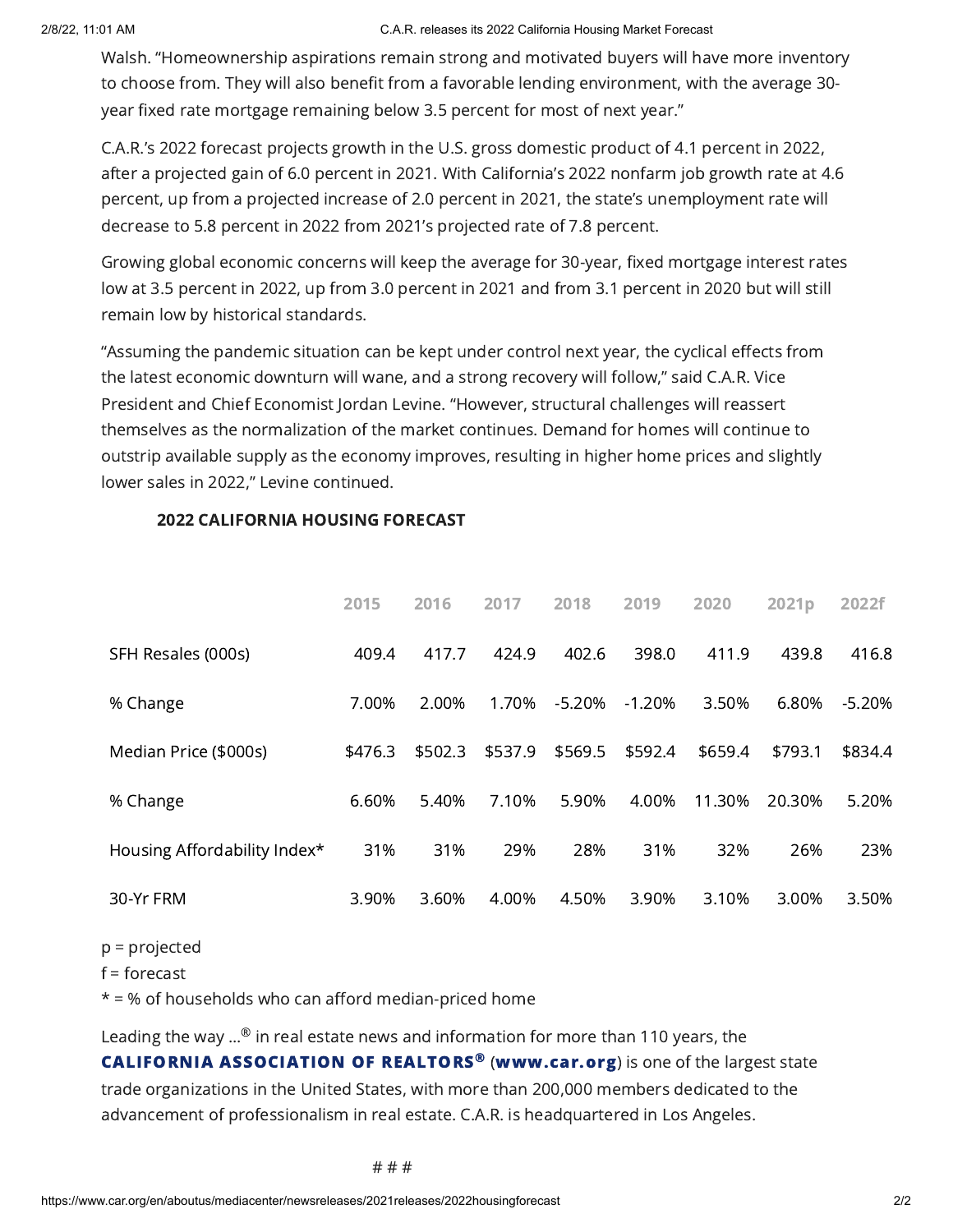Walsh. "Homeownership aspirations remain strong and motivated buyers will have more inventory to choose from. They will also benefit from a favorable lending environment, with the average 30-year fixed rate mortgage remaining below 3.5 percent for most of next year."

C.A.R.'s 2022 forecast projects growth in the U.S. gross domestic product of 4.1 percent in 2022, after a projected gain of 6.0 percent in 2021. With California's 2022 nonfarm job growth rate at 4.6 percent, up from a projected increase of 2.0 percent in 2021, the state's unemployment rate will decrease to 5.8 percent in 2022 from 2021's projected rate of 7.8 percent.

Growing global economic concerns will keep the average for 30-year, fixed mortgage interest rates low at 3.5 percent in 2022, up from 3.0 percent in 2021 and from 3.1 percent in 2020 but will still remain low by historical standards.

"Assuming the pandemic situation can be kept under control next year, the cyclical effects from the latest economic downturn will wane, and a strong recovery will follow," said C.A.R. Vice President and Chief Economist Jordan Levine. "However, structural challenges will reassert themselves as the normalization of the market continues. Demand for homes will continue to outstrip available supply as the economy improves, resulting in higher home prices and slightly lower sales in 2022," Levine continued.

**2022 CALIFORNIA HOUSING FORECAST**

| | 2015 | 2016 | 2017 | 2018 | 2019 | 2020 | 2021p | 2022f |
|---|---|---|---|---|---|---|---|---|
| SFH Resales (000s) | 409.4 | 417.7 | 424.9 | 402.6 | 398.0 | 411.9 | 439.8 | 416.8 |
| % Change | 7.00% | 2.00% | 1.70% | -5.20% | -1.20% | 3.50% | 6.80% | -5.20% |
| Median Price ($000s) | $476.3 | $502.3 | $537.9 | $569.5 | $592.4 | $659.4 | $793.1 | $834.4 |
| % Change | 6.60% | 5.40% | 7.10% | 5.90% | 4.00% | 11.30% | 20.30% | 5.20% |
| Housing Affordability Index* | 31% | 31% | 29% | 28% | 31% | 32% | 26% | 23% |
| 30-Yr FRM | 3.90% | 3.60% | 4.00% | 4.50% | 3.90% | 3.10% | 3.00% | 3.50% |

p = projected
f = forecast
* = % of households who can afford median-priced home

Leading the way ...® in real estate news and information for more than 110 years, the **CALIFORNIA ASSOCIATION OF REALTORS®** (**www.car.org**) is one of the largest state trade organizations in the United States, with more than 200,000 members dedicated to the advancement of professionalism in real estate. C.A.R. is headquartered in Los Angeles.

# # #